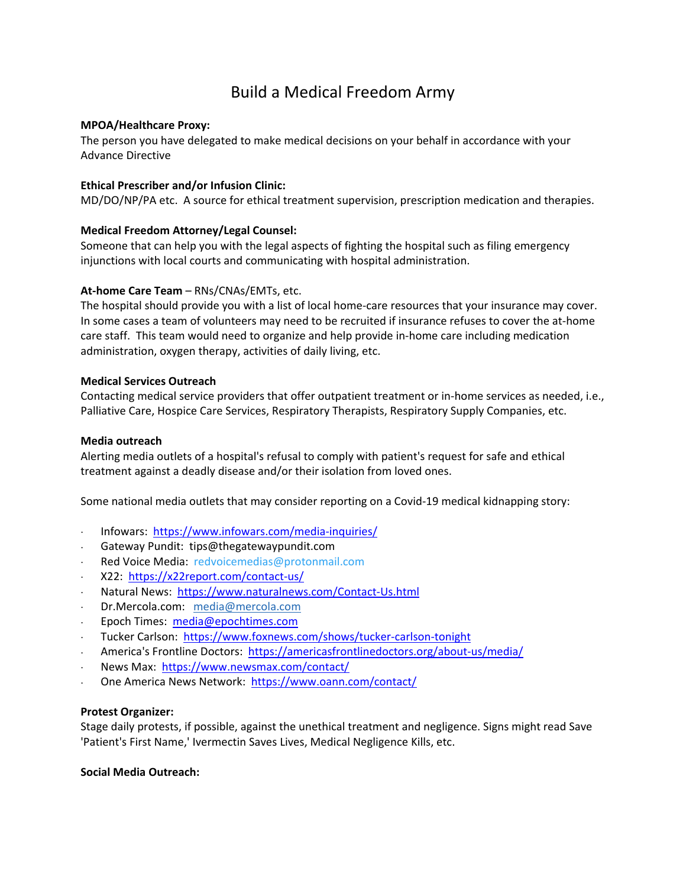# Build a Medical Freedom Army

**MPOA/Healthcare Proxy:**
The person you have delegated to make medical decisions on your behalf in accordance with your Advance Directive

**Ethical Prescriber and/or Infusion Clinic:**
MD/DO/NP/PA etc. A source for ethical treatment supervision, prescription medication and therapies.

**Medical Freedom Attorney/Legal Counsel:**
Someone that can help you with the legal aspects of fighting the hospital such as filing emergency injunctions with local courts and communicating with hospital administration.

**At-home Care Team** – RNs/CNAs/EMTs, etc.
The hospital should provide you with a list of local home-care resources that your insurance may cover. In some cases a team of volunteers may need to be recruited if insurance refuses to cover the at-home care staff. This team would need to organize and help provide in-home care including medication administration, oxygen therapy, activities of daily living, etc.

**Medical Services Outreach**
Contacting medical service providers that offer outpatient treatment or in-home services as needed, i.e., Palliative Care, Hospice Care Services, Respiratory Therapists, Respiratory Supply Companies, etc.

**Media outreach**
Alerting media outlets of a hospital's refusal to comply with patient's request for safe and ethical treatment against a deadly disease and/or their isolation from loved ones.

Some national media outlets that may consider reporting on a Covid-19 medical kidnapping story:

- Infowars: https://www.infowars.com/media-inquiries/
- Gateway Pundit: tips@thegatewaypundit.com
- Red Voice Media: redvoicemedias@protonmail.com
- X22: https://x22report.com/contact-us/
- Natural News: https://www.naturalnews.com/Contact-Us.html
- Dr.Mercola.com: media@mercola.com
- Epoch Times: media@epochtimes.com
- Tucker Carlson: https://www.foxnews.com/shows/tucker-carlson-tonight
- America's Frontline Doctors: https://americasfrontlinedoctors.org/about-us/media/
- News Max: https://www.newsmax.com/contact/
- One America News Network: https://www.oann.com/contact/

**Protest Organizer:**
Stage daily protests, if possible, against the unethical treatment and negligence. Signs might read Save 'Patient's First Name,' Ivermectin Saves Lives, Medical Negligence Kills, etc.

**Social Media Outreach:**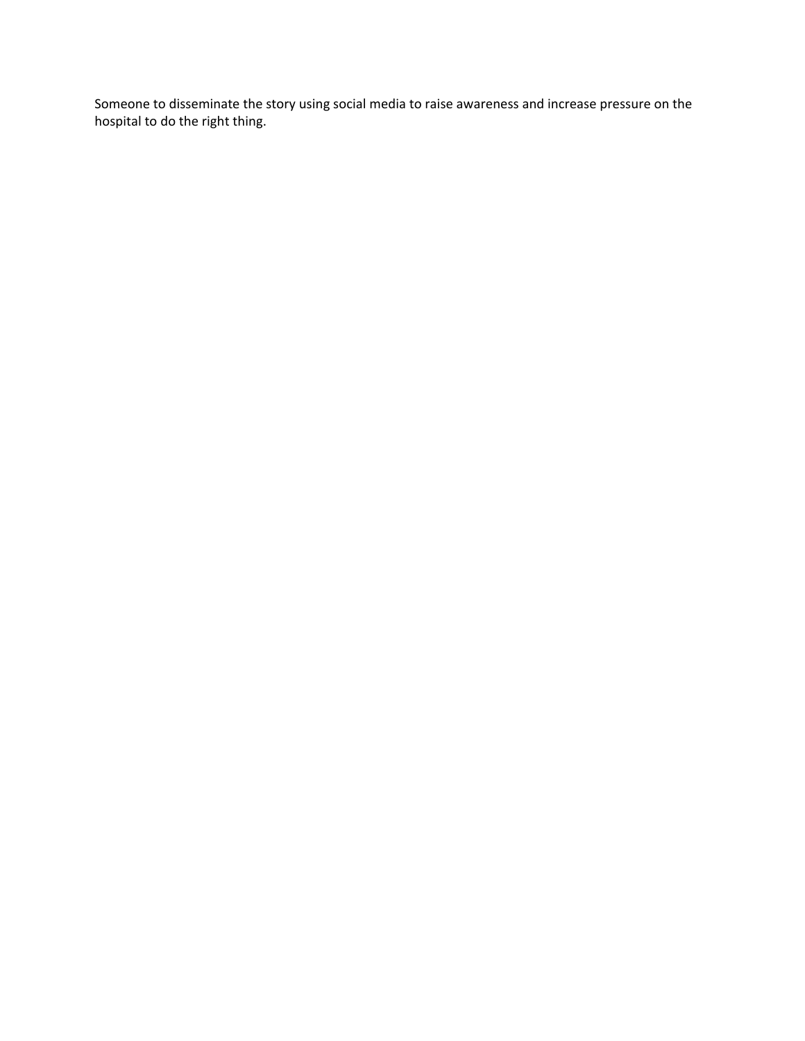Someone to disseminate the story using social media to raise awareness and increase pressure on the hospital to do the right thing.